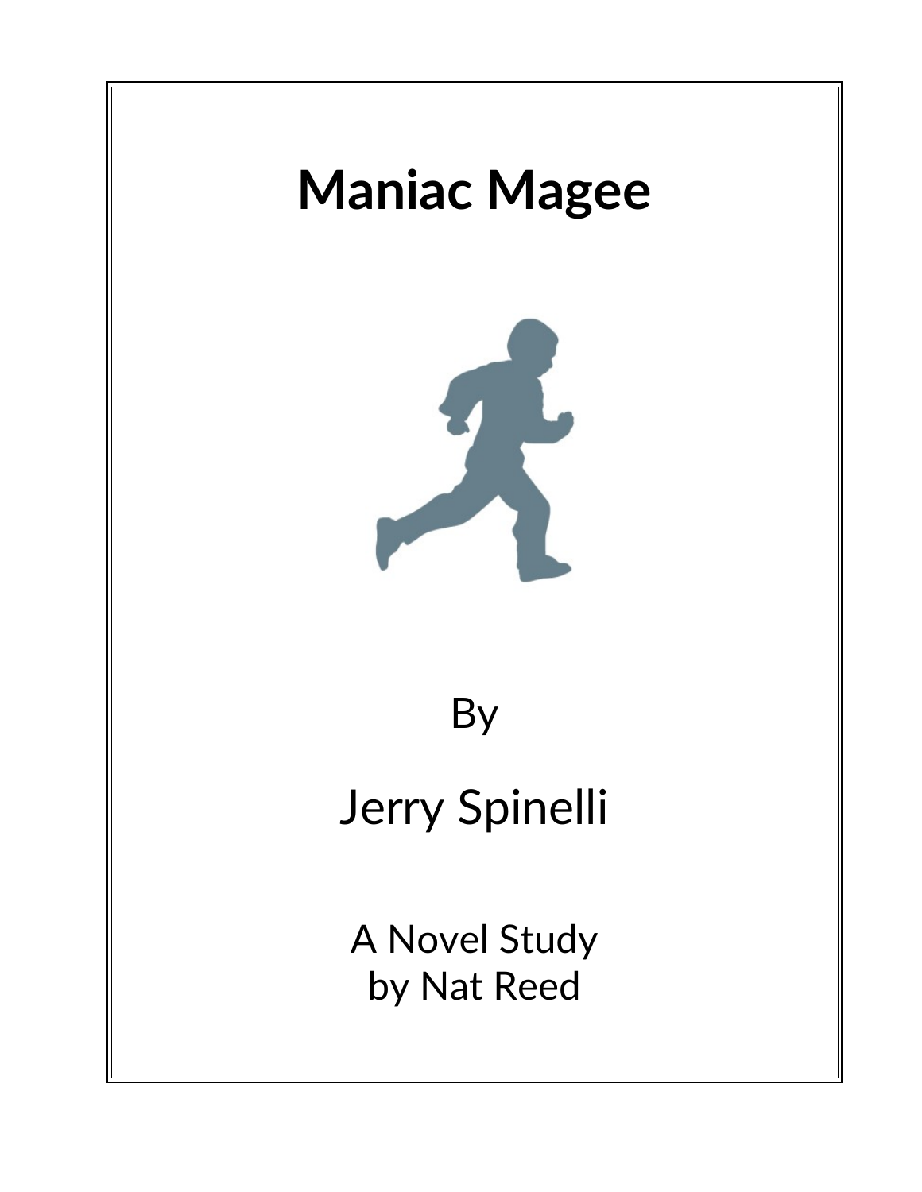# Maniac Magee

By

Jerry Spinelli

A Novel Study
by Nat Reed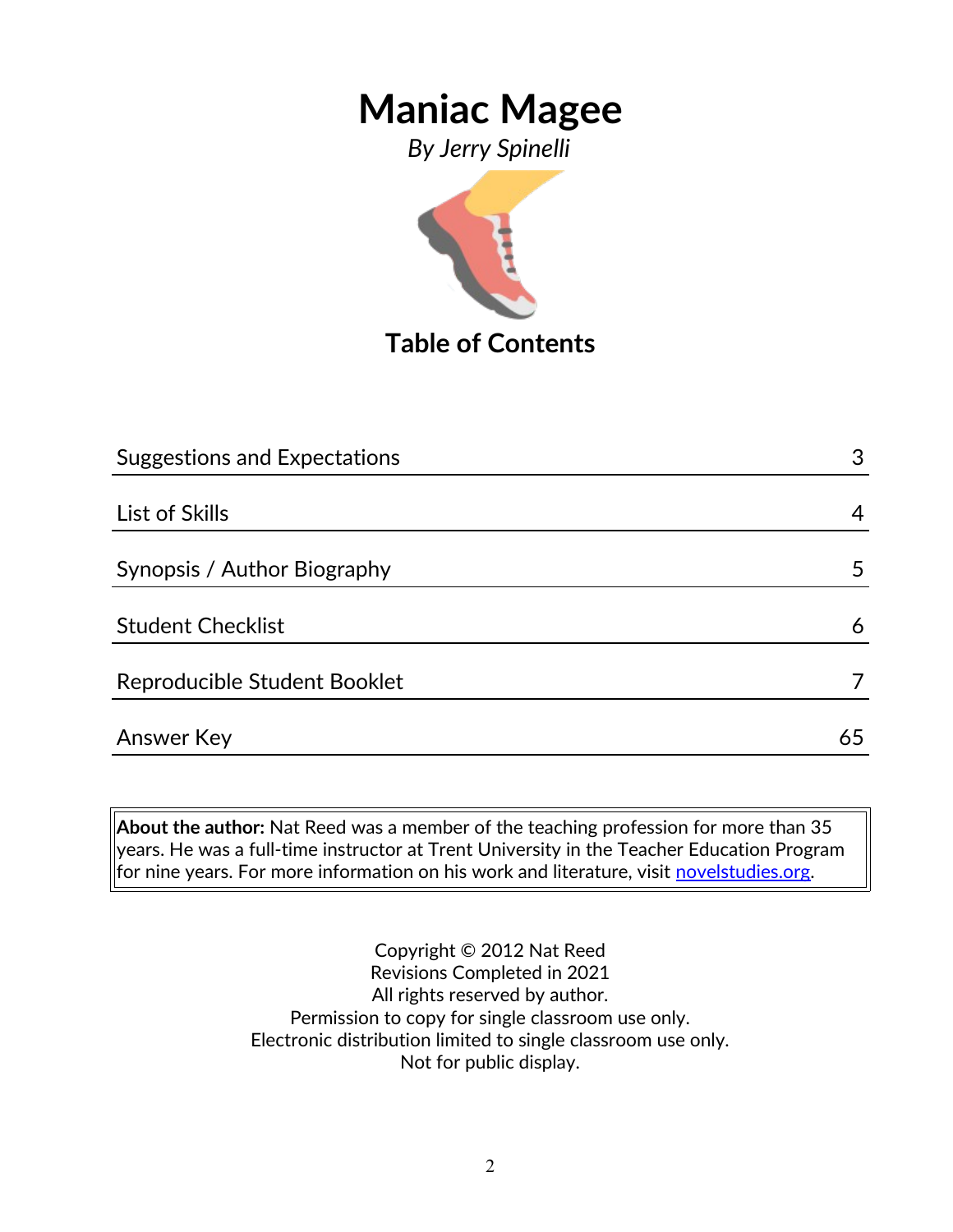# Maniac Magee

*By Jerry Spinelli*

## Table of Contents

| | |
|---|---|
| Suggestions and Expectations | 3 |
| List of Skills | 4 |
| Synopsis / Author Biography | 5 |
| Student Checklist | 6 |
| Reproducible Student Booklet | 7 |
| Answer Key | 65 |

**About the author:** Nat Reed was a member of the teaching profession for more than 35 years. He was a full-time instructor at Trent University in the Teacher Education Program for nine years. For more information on his work and literature, visit [novelstudies.org](novelstudies.org).

Copyright © 2012 Nat Reed
Revisions Completed in 2021
All rights reserved by author.
Permission to copy for single classroom use only.
Electronic distribution limited to single classroom use only.
Not for public display.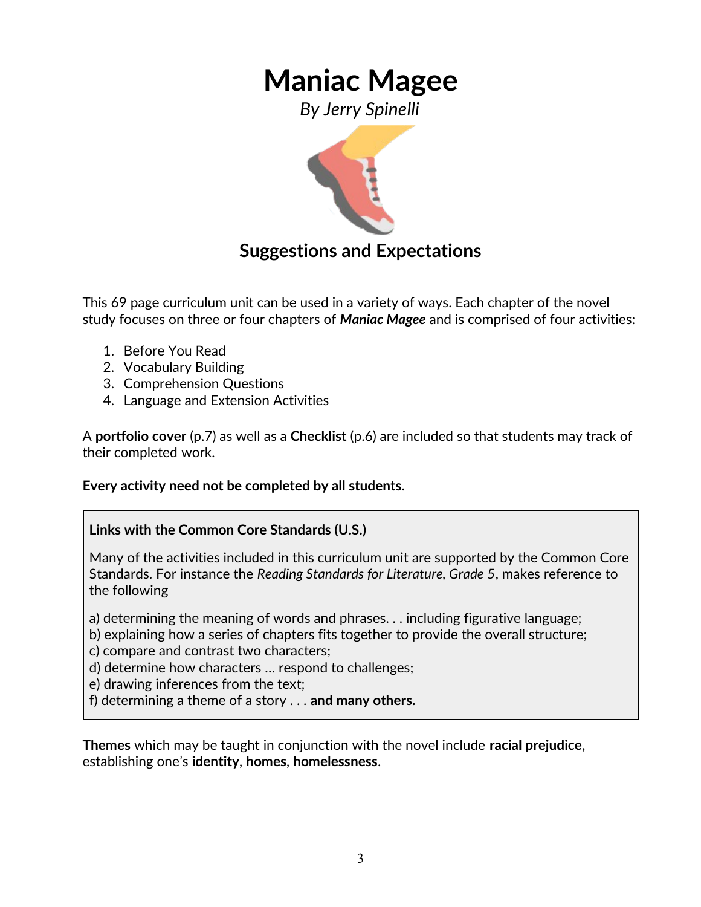# Maniac Magee

*By Jerry Spinelli*

## Suggestions and Expectations

This 69 page curriculum unit can be used in a variety of ways. Each chapter of the novel study focuses on three or four chapters of ***Maniac Magee*** and is comprised of four activities:

1. Before You Read
2. Vocabulary Building
3. Comprehension Questions
4. Language and Extension Activities

A **portfolio cover** (p.7) as well as a **Checklist** (p.6) are included so that students may track of their completed work.

**Every activity need not be completed by all students.**

> **Links with the Common Core Standards (U.S.)**
>
> Many of the activities included in this curriculum unit are supported by the Common Core Standards. For instance the *Reading Standards for Literature, Grade 5*, makes reference to the following
>
> a) determining the meaning of words and phrases. . . including figurative language;
> b) explaining how a series of chapters fits together to provide the overall structure;
> c) compare and contrast two characters;
> d) determine how characters … respond to challenges;
> e) drawing inferences from the text;
> f) determining a theme of a story . . . **and many others.**

**Themes** which may be taught in conjunction with the novel include **racial prejudice**, establishing one's **identity**, **homes**, **homelessness**.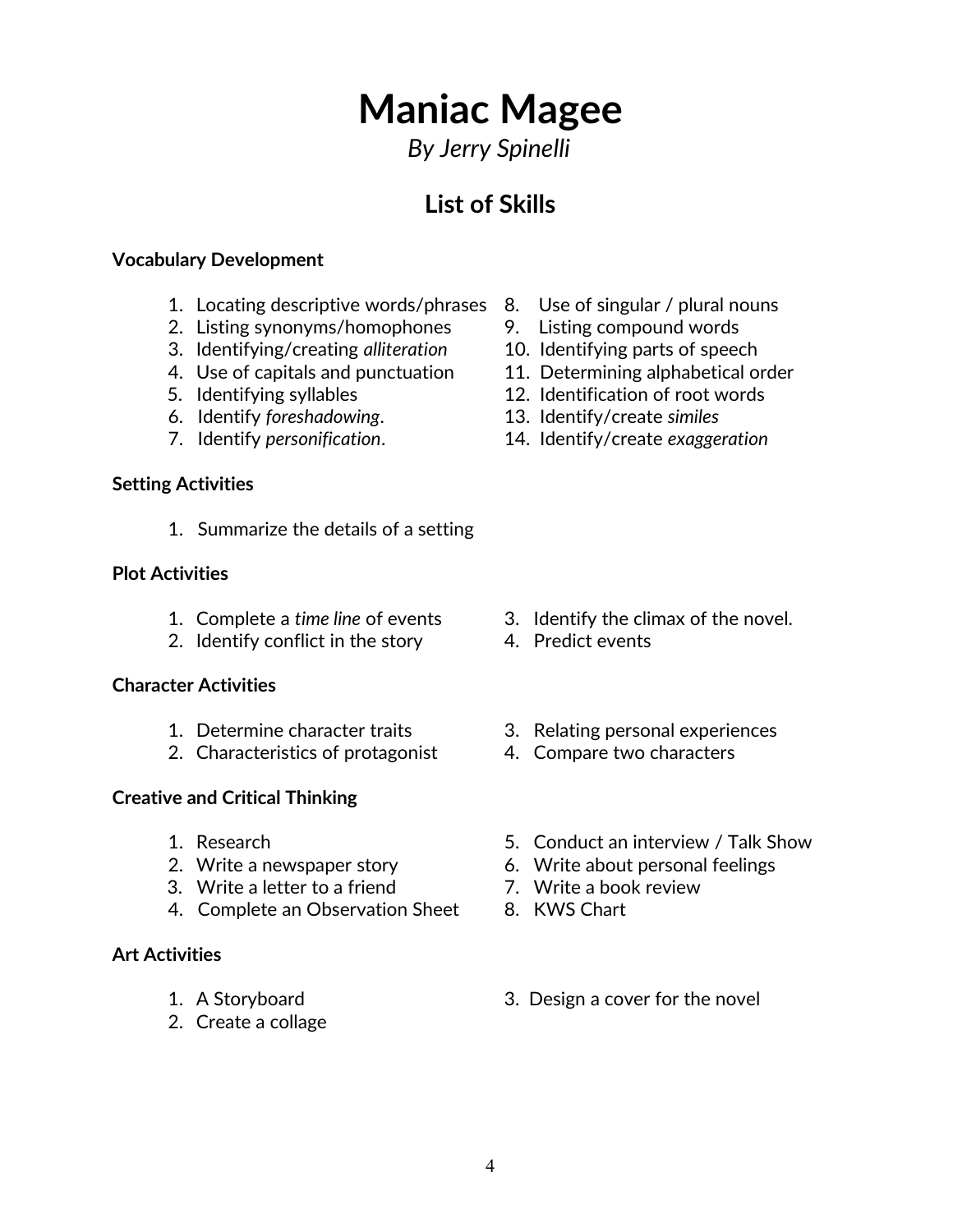# Maniac Magee

*By Jerry Spinelli*

## List of Skills

**Vocabulary Development**

1. Locating descriptive words/phrases
2. Listing synonyms/homophones
3. Identifying/creating *alliteration*
4. Use of capitals and punctuation
5. Identifying syllables
6. Identify *foreshadowing*.
7. Identify *personification*.
8. Use of singular / plural nouns
9. Listing compound words
10. Identifying parts of speech
11. Determining alphabetical order
12. Identification of root words
13. Identify/create *similes*
14. Identify/create *exaggeration*

**Setting Activities**

1. Summarize the details of a setting

**Plot Activities**

1. Complete a *time line* of events
2. Identify conflict in the story
3. Identify the climax of the novel.
4. Predict events

**Character Activities**

1. Determine character traits
2. Characteristics of protagonist
3. Relating personal experiences
4. Compare two characters

**Creative and Critical Thinking**

1. Research
2. Write a newspaper story
3. Write a letter to a friend
4. Complete an Observation Sheet
5. Conduct an interview / Talk Show
6. Write about personal feelings
7. Write a book review
8. KWS Chart

**Art Activities**

1. A Storyboard
2. Create a collage
3. Design a cover for the novel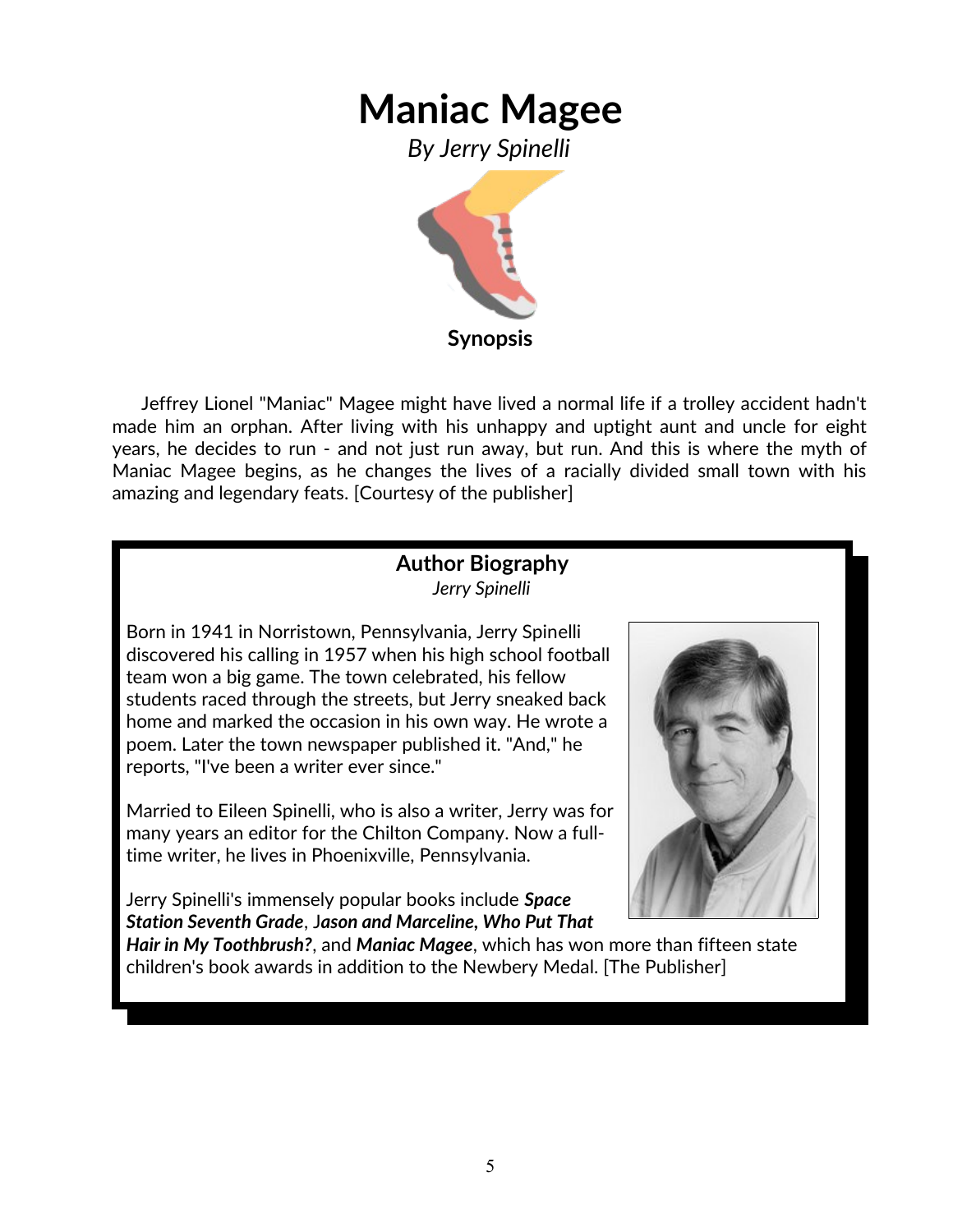# Maniac Magee

*By Jerry Spinelli*

**Synopsis**

Jeffrey Lionel "Maniac" Magee might have lived a normal life if a trolley accident hadn't made him an orphan. After living with his unhappy and uptight aunt and uncle for eight years, he decides to run - and not just run away, but run. And this is where the myth of Maniac Magee begins, as he changes the lives of a racially divided small town with his amazing and legendary feats. [Courtesy of the publisher]

## Author Biography

*Jerry Spinelli*

Born in 1941 in Norristown, Pennsylvania, Jerry Spinelli discovered his calling in 1957 when his high school football team won a big game. The town celebrated, his fellow students raced through the streets, but Jerry sneaked back home and marked the occasion in his own way. He wrote a poem. Later the town newspaper published it. "And," he reports, "I've been a writer ever since."

Married to Eileen Spinelli, who is also a writer, Jerry was for many years an editor for the Chilton Company. Now a full-time writer, he lives in Phoenixville, Pennsylvania.

Jerry Spinelli's immensely popular books include ***Space Station Seventh Grade***, ***Jason and Marceline, Who Put That Hair in My Toothbrush?***, and ***Maniac Magee***, which has won more than fifteen state children's book awards in addition to the Newbery Medal. [The Publisher]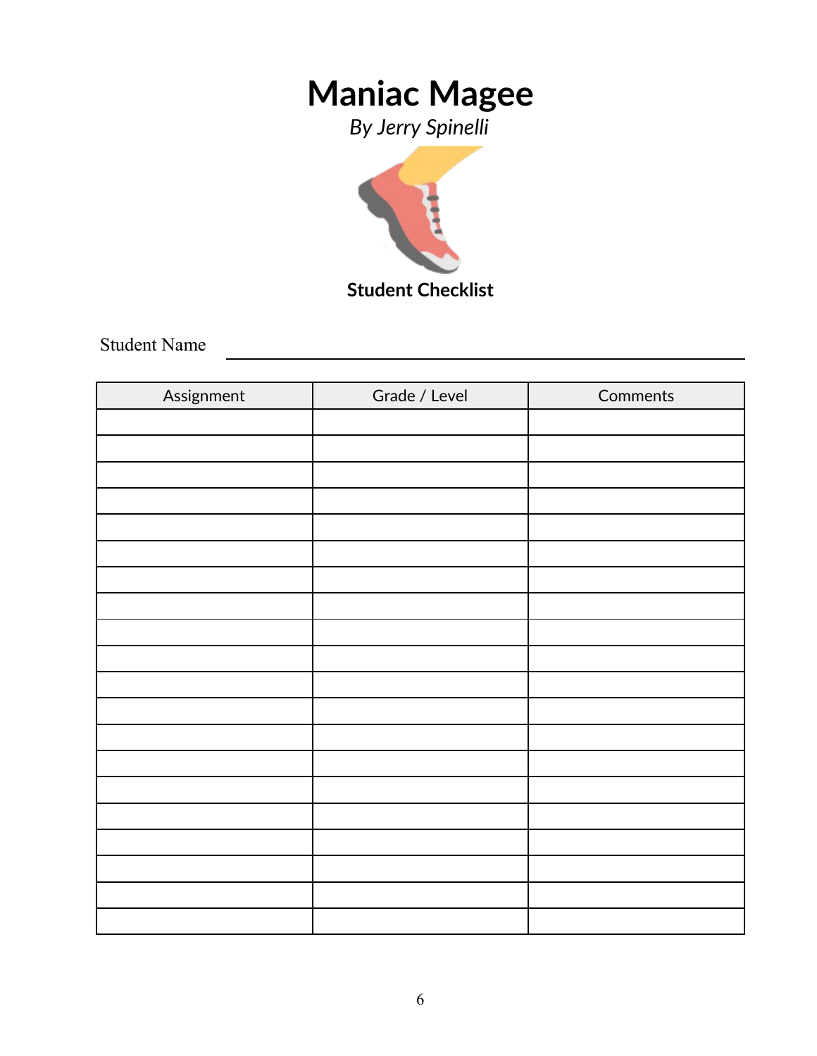# Maniac Magee

*By Jerry Spinelli*

**Student Checklist**

Student Name \_\_\_\_\_\_\_\_\_\_\_\_\_\_\_\_\_\_\_\_\_\_\_\_\_\_\_\_\_\_\_\_\_\_\_\_\_\_\_\_\_\_\_\_\_\_\_\_\_\_

| Assignment | Grade / Level | Comments |
|---|---|---|
| | | |
| | | |
| | | |
| | | |
| | | |
| | | |
| | | |
| | | |
| | | |
| | | |
| | | |
| | | |
| | | |
| | | |
| | | |
| | | |
| | | |
| | | |
| | | |
| | | |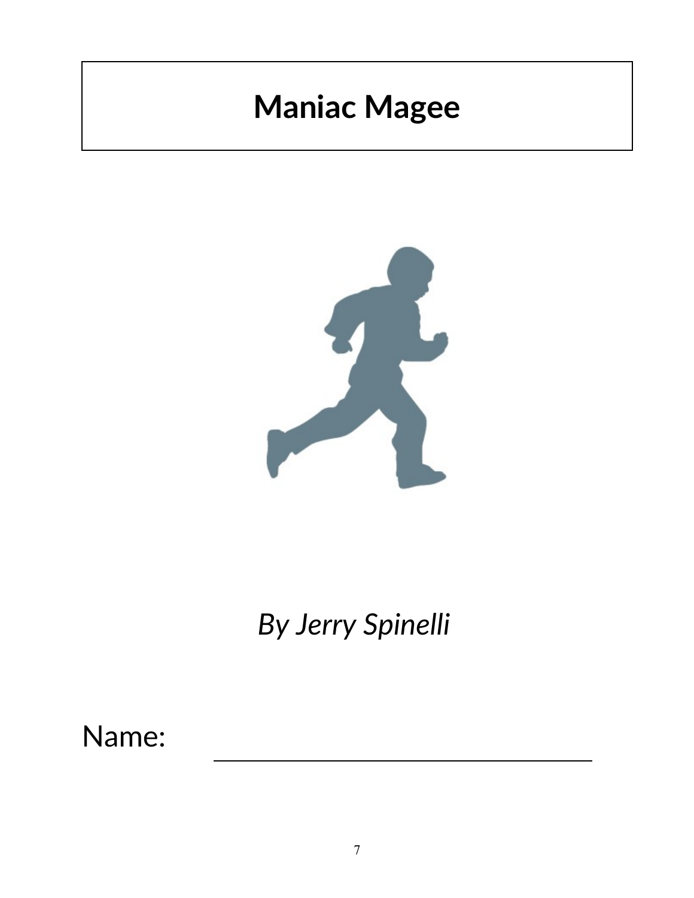# Maniac Magee

*By Jerry Spinelli*

Name: ______________________________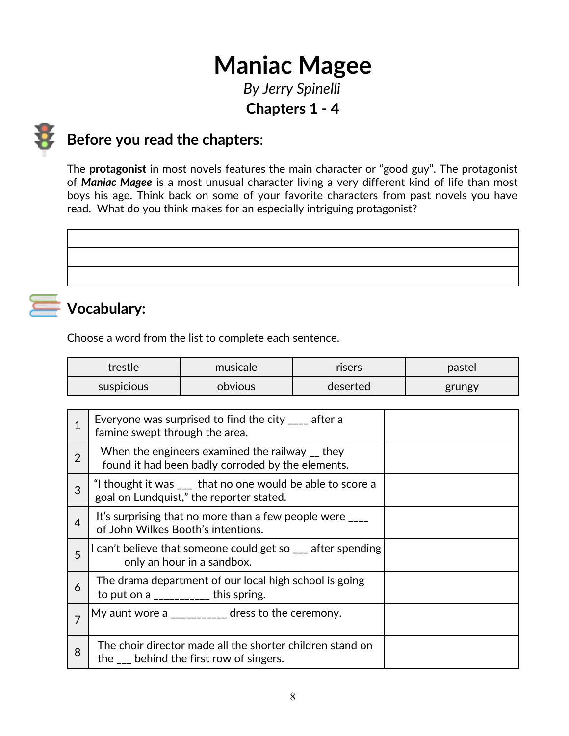# Maniac Magee

*By Jerry Spinelli*

**Chapters 1 - 4**

## Before you read the chapters:

The **protagonist** in most novels features the main character or "good guy". The protagonist of ***Maniac Magee*** is a most unusual character living a very different kind of life than most boys his age. Think back on some of your favorite characters from past novels you have read. What do you think makes for an especially intriguing protagonist?

| |
|---|
| |
| |
| |

## Vocabulary:

Choose a word from the list to complete each sentence.

| trestle | musicale | risers | pastel |
|---|---|---|---|
| suspicious | obvious | deserted | grungy |

| | | |
|---|---|---|
| 1 | Everyone was surprised to find the city ____ after a famine swept through the area. | |
| 2 | When the engineers examined the railway __ they found it had been badly corroded by the elements. | |
| 3 | "I thought it was ___ that no one would be able to score a goal on Lundquist," the reporter stated. | |
| 4 | It's surprising that no more than a few people were ____ of John Wilkes Booth's intentions. | |
| 5 | I can't believe that someone could get so ___ after spending only an hour in a sandbox. | |
| 6 | The drama department of our local high school is going to put on a __________ this spring. | |
| 7 | My aunt wore a __________ dress to the ceremony. | |
| 8 | The choir director made all the shorter children stand on the ___ behind the first row of singers. | |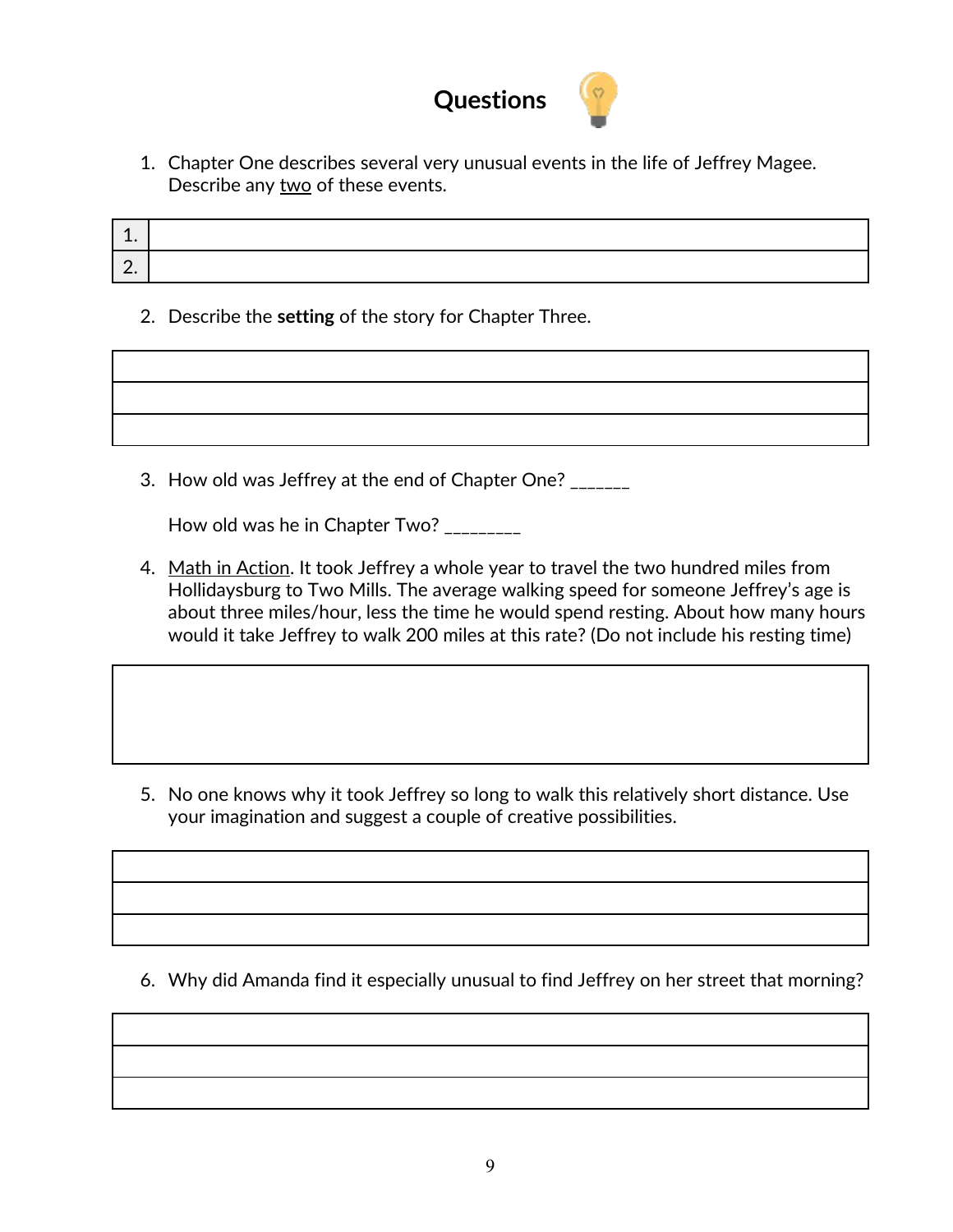# Questions

1. Chapter One describes several very unusual events in the life of Jeffrey Magee. Describe any <u>two</u> of these events.

| | |
|---|---|
| 1. | |
| 2. | |

2. Describe the **setting** of the story for Chapter Three.

| |
|---|
| |
| |
| |

3. How old was Jeffrey at the end of Chapter One? _______

   How old was he in Chapter Two? _________

4. <u>Math in Action</u>. It took Jeffrey a whole year to travel the two hundred miles from Hollidaysburg to Two Mills. The average walking speed for someone Jeffrey's age is about three miles/hour, less the time he would spend resting. About how many hours would it take Jeffrey to walk 200 miles at this rate? (Do not include his resting time)

| |
|---|
| |

5. No one knows why it took Jeffrey so long to walk this relatively short distance. Use your imagination and suggest a couple of creative possibilities.

| |
|---|
| |
| |
| |

6. Why did Amanda find it especially unusual to find Jeffrey on her street that morning?

| |
|---|
| |
| |
| |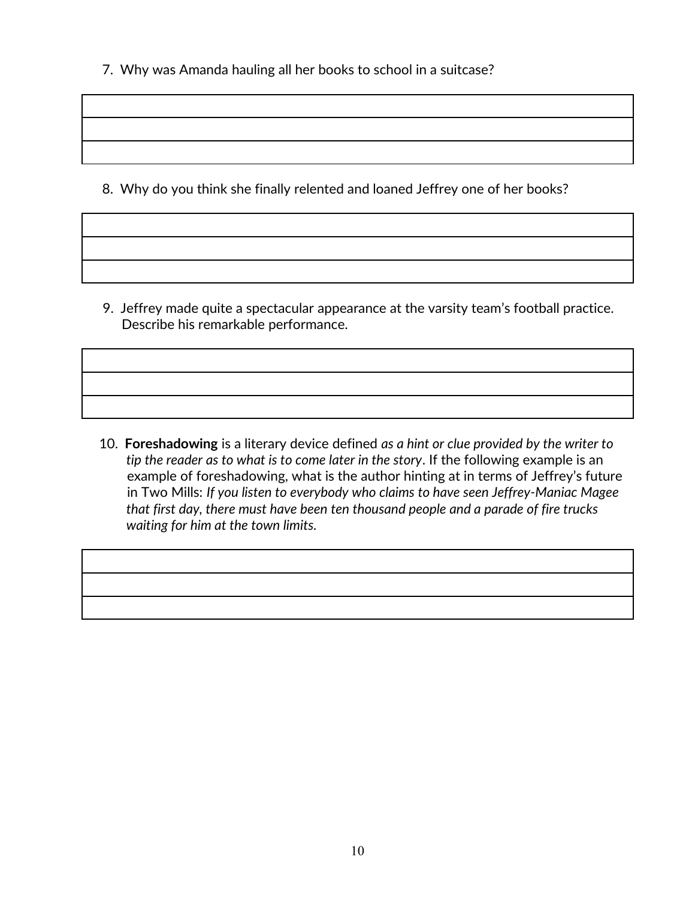7. Why was Amanda hauling all her books to school in a suitcase?

| |
|---|
| |
| |

8. Why do you think she finally relented and loaned Jeffrey one of her books?

| |
|---|
| |
| |

9. Jeffrey made quite a spectacular appearance at the varsity team's football practice. Describe his remarkable performance.

| |
|---|
| |
| |

10. **Foreshadowing** is a literary device defined *as a hint or clue provided by the writer to tip the reader as to what is to come later in the story*. If the following example is an example of foreshadowing, what is the author hinting at in terms of Jeffrey's future in Two Mills: *If you listen to everybody who claims to have seen Jeffrey-Maniac Magee that first day, there must have been ten thousand people and a parade of fire trucks waiting for him at the town limits.*

| |
|---|
| |
| |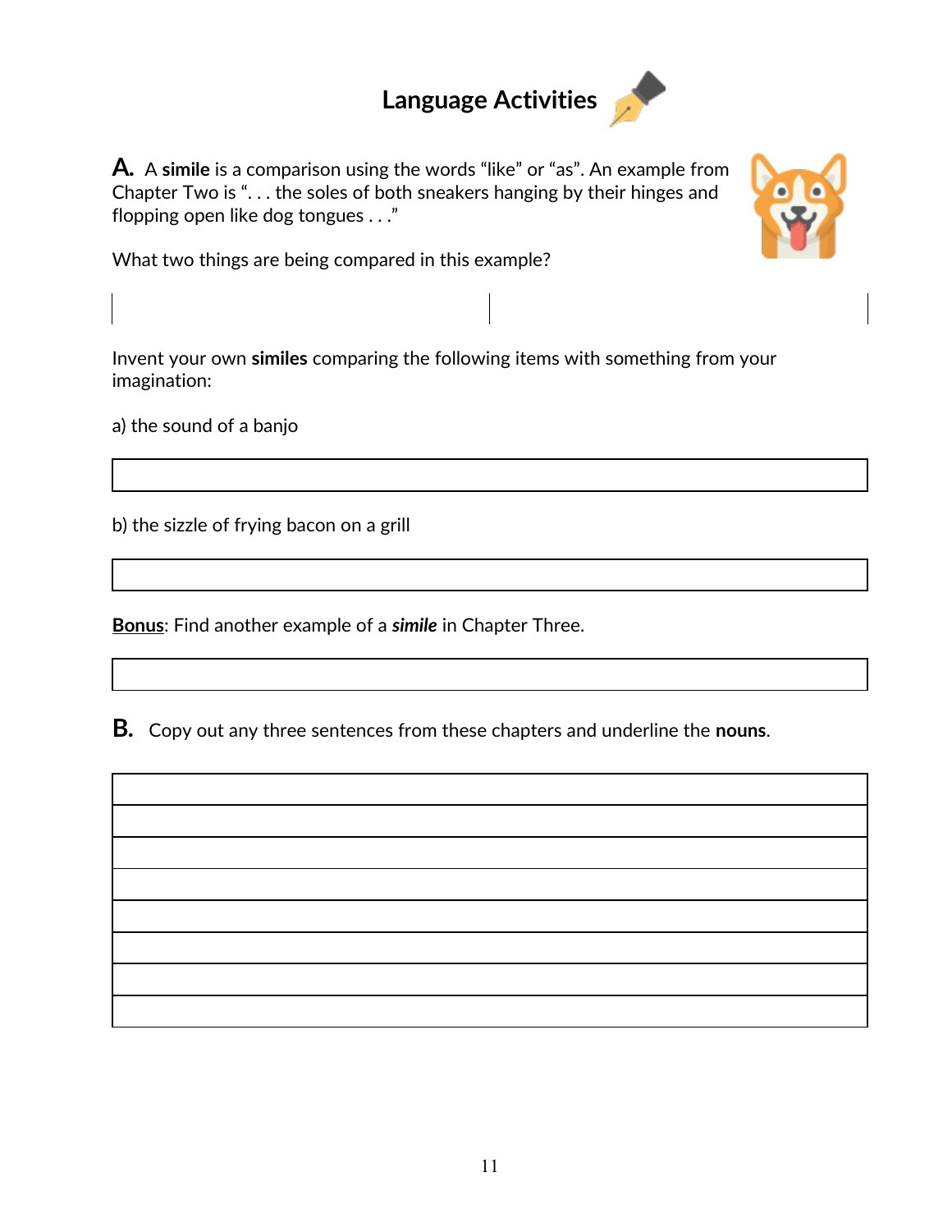## Language Activities

**A.** A **simile** is a comparison using the words "like" or "as". An example from Chapter Two is ". . . the soles of both sneakers hanging by their hinges and flopping open like dog tongues . . ."

What two things are being compared in this example?

| | |
|---|---|
| | |

Invent your own **similes** comparing the following items with something from your imagination:

a) the sound of a banjo

| |
|---|
| |

b) the sizzle of frying bacon on a grill

| |
|---|
| |

**Bonus**: Find another example of a ***simile*** in Chapter Three.

| |
|---|
| |

**B.** Copy out any three sentences from these chapters and underline the **nouns**.

| |
|---|
| |
| |
| |
| |
| |
| |
| |
| |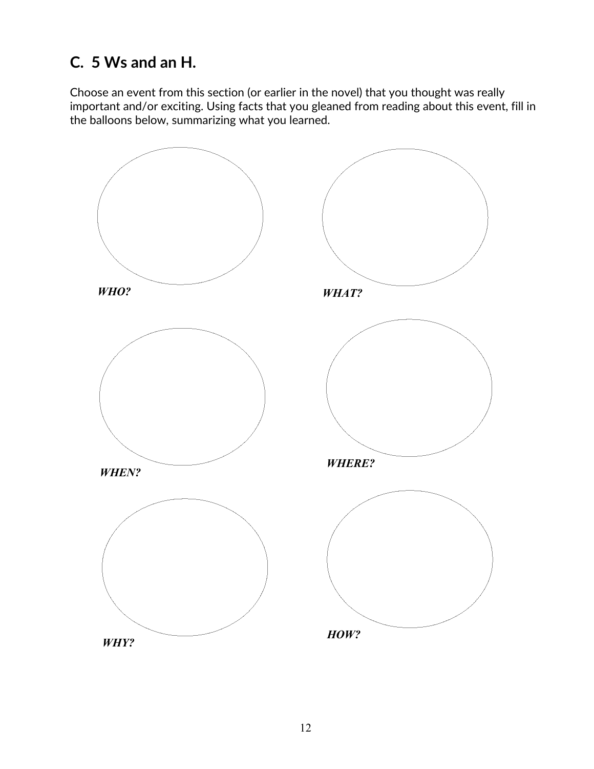## C.  5 Ws and an H.

Choose an event from this section (or earlier in the novel) that you thought was really important and/or exciting. Using facts that you gleaned from reading about this event, fill in the balloons below, summarizing what you learned.

***WHO?***

***WHAT?***

***WHEN?***

***WHERE?***

***WHY?***

***HOW?***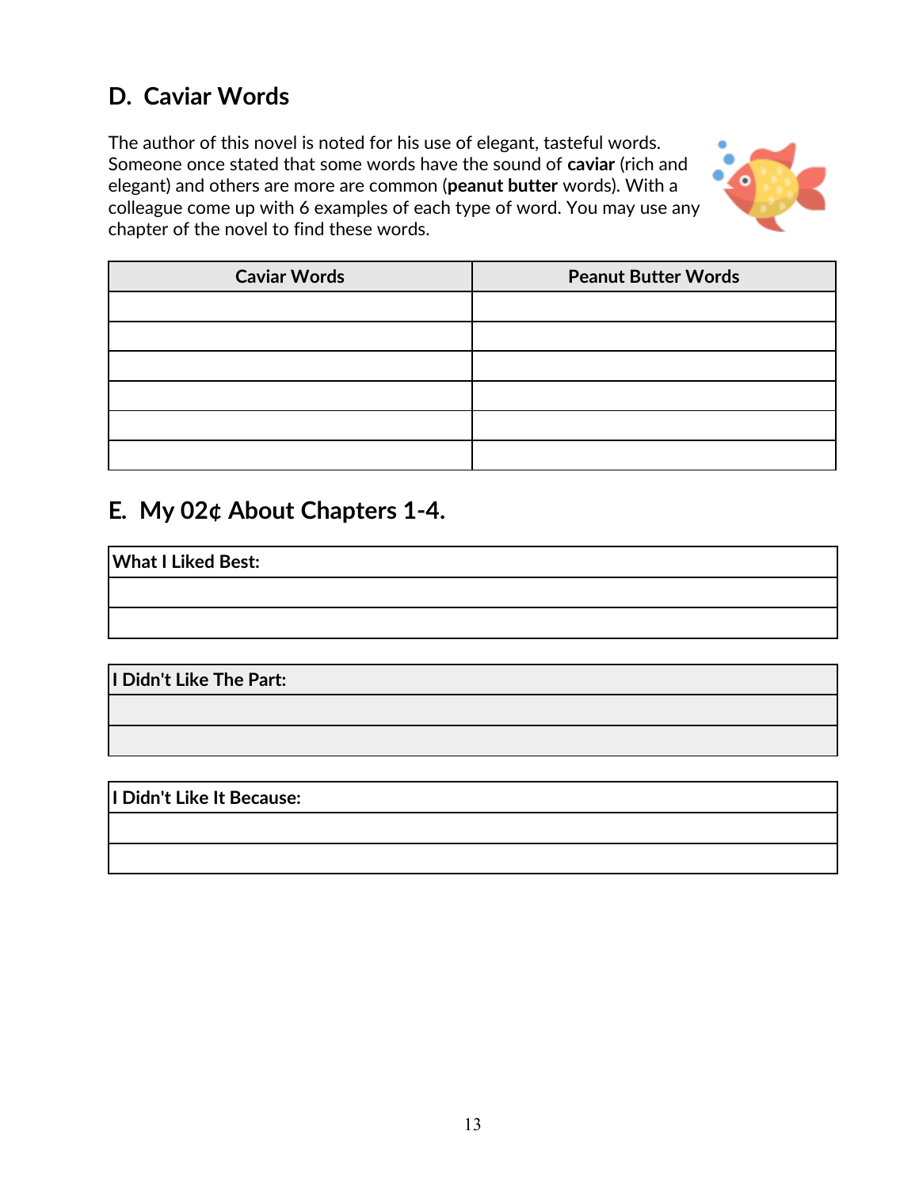## D. Caviar Words

The author of this novel is noted for his use of elegant, tasteful words. Someone once stated that some words have the sound of **caviar** (rich and elegant) and others are more are common (**peanut butter** words). With a colleague come up with 6 examples of each type of word. You may use any chapter of the novel to find these words.

| Caviar Words | Peanut Butter Words |
|---|---|
| | |
| | |
| | |
| | |
| | |
| | |

## E. My 02¢ About Chapters 1-4.

| **What I Liked Best:** |
|---|
| |
| |

| **I Didn't Like The Part:** |
|---|
| |
| |

| **I Didn't Like It Because:** |
|---|
| |
| |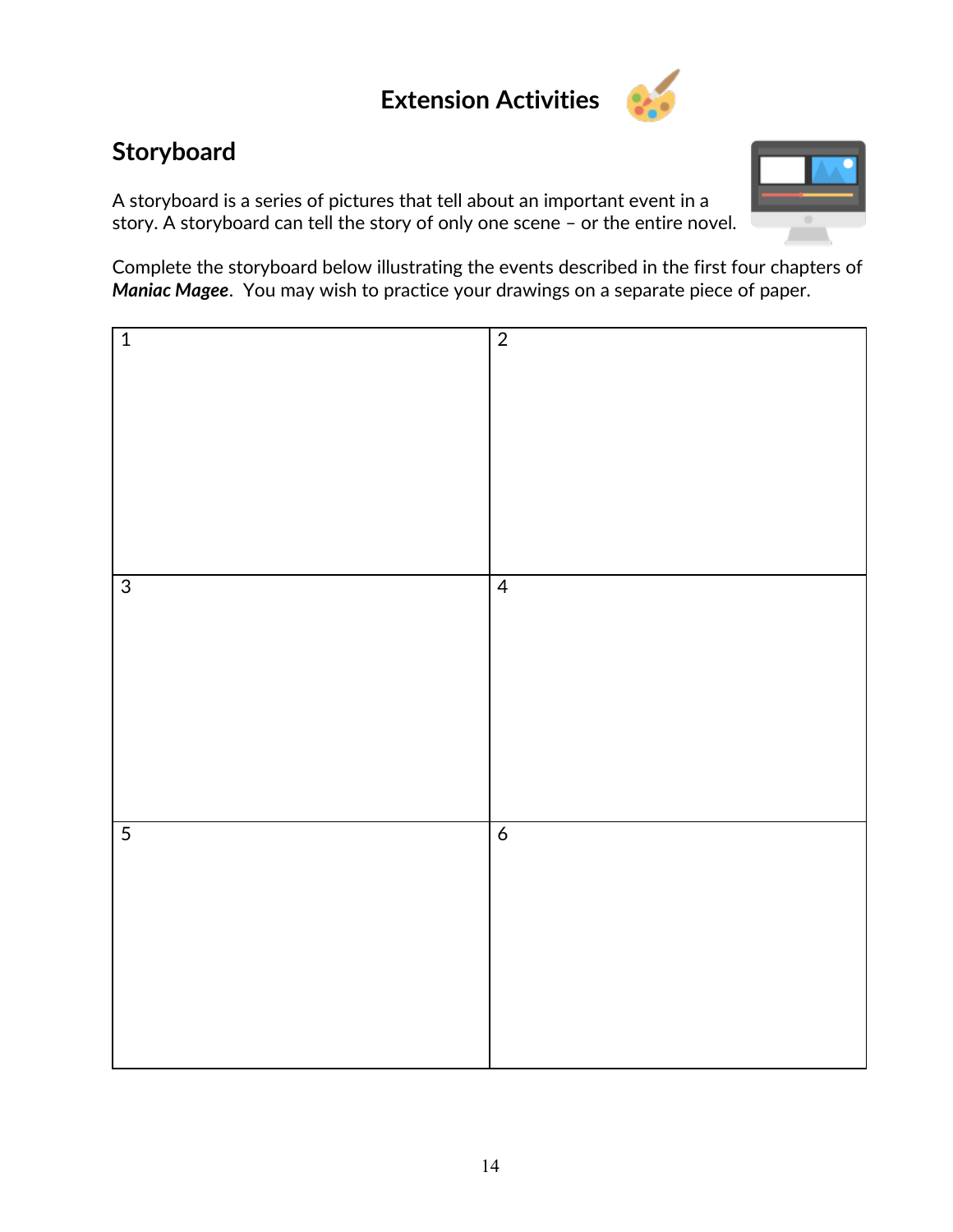# Extension Activities

## Storyboard

A storyboard is a series of pictures that tell about an important event in a story. A storyboard can tell the story of only one scene – or the entire novel.

Complete the storyboard below illustrating the events described in the first four chapters of ***Maniac Magee***. You may wish to practice your drawings on a separate piece of paper.

| | |
|---|---|
| 1 | 2 |
| 3 | 4 |
| 5 | 6 |